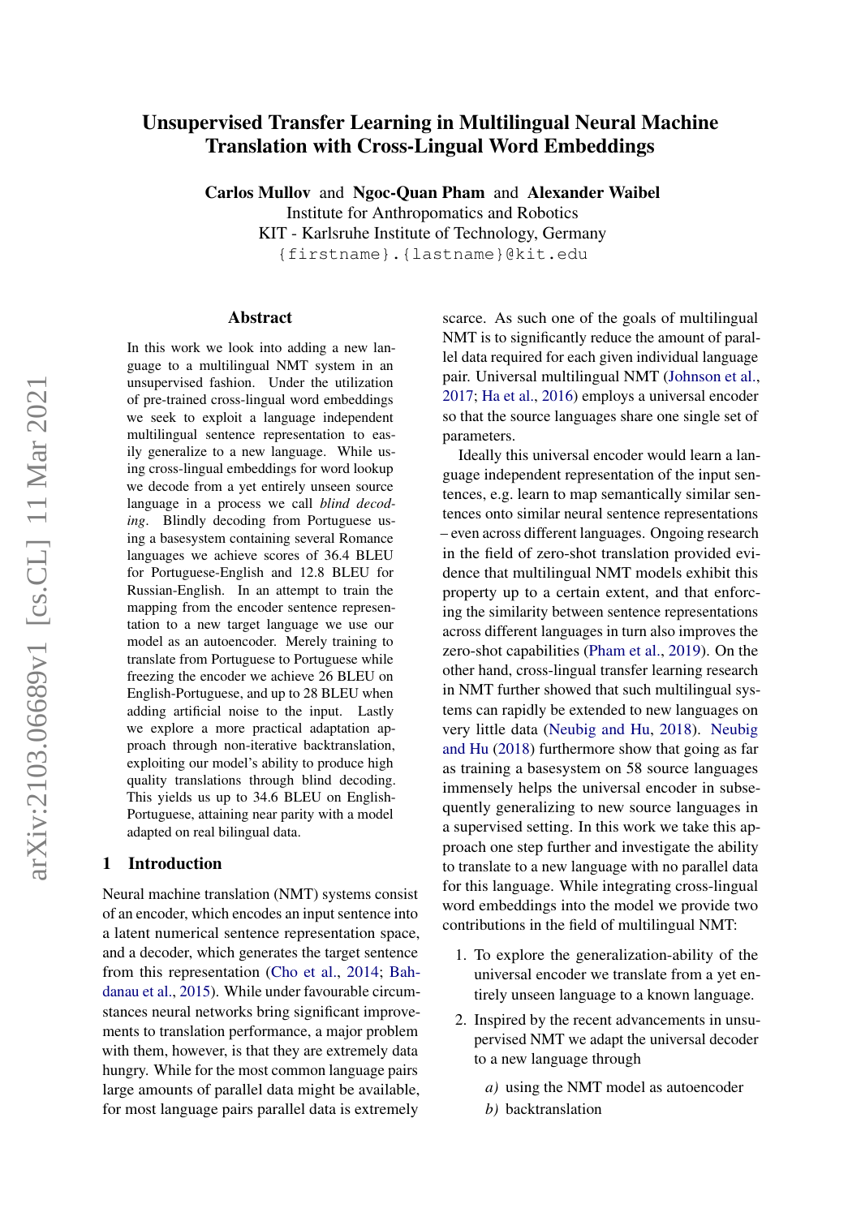# Unsupervised Transfer Learning in Multilingual Neural Machine Translation with Cross-Lingual Word Embeddings

**Carlos Mullov** and **Ngoc-Quan Pham** and **Alexander Waibel**
Institute for Anthropomatics and Robotics
KIT - Karlsruhe Institute of Technology, Germany
{firstname}.{lastname}@kit.edu

## Abstract

In this work we look into adding a new language to a multilingual NMT system in an unsupervised fashion. Under the utilization of pre-trained cross-lingual word embeddings we seek to exploit a language independent multilingual sentence representation to easily generalize to a new language. While using cross-lingual embeddings for word lookup we decode from a yet entirely unseen source language in a process we call *blind decoding*. Blindly decoding from Portuguese using a basesystem containing several Romance languages we achieve scores of 36.4 BLEU for Portuguese-English and 12.8 BLEU for Russian-English. In an attempt to train the mapping from the encoder sentence representation to a new target language we use our model as an autoencoder. Merely training to translate from Portuguese to Portuguese while freezing the encoder we achieve 26 BLEU on English-Portuguese, and up to 28 BLEU when adding artificial noise to the input. Lastly we explore a more practical adaptation approach through non-iterative backtranslation, exploiting our model's ability to produce high quality translations through blind decoding. This yields us up to 34.6 BLEU on English-Portuguese, attaining near parity with a model adapted on real bilingual data.

## 1 Introduction

Neural machine translation (NMT) systems consist of an encoder, which encodes an input sentence into a latent numerical sentence representation space, and a decoder, which generates the target sentence from this representation (Cho et al., 2014; Bahdanau et al., 2015). While under favourable circumstances neural networks bring significant improvements to translation performance, a major problem with them, however, is that they are extremely data hungry. While for the most common language pairs large amounts of parallel data might be available, for most language pairs parallel data is extremely scarce. As such one of the goals of multilingual NMT is to significantly reduce the amount of parallel data required for each given individual language pair. Universal multilingual NMT (Johnson et al., 2017; Ha et al., 2016) employs a universal encoder so that the source languages share one single set of parameters.

Ideally this universal encoder would learn a language independent representation of the input sentences, e.g. learn to map semantically similar sentences onto similar neural sentence representations – even across different languages. Ongoing research in the field of zero-shot translation provided evidence that multilingual NMT models exhibit this property up to a certain extent, and that enforcing the similarity between sentence representations across different languages in turn also improves the zero-shot capabilities (Pham et al., 2019). On the other hand, cross-lingual transfer learning research in NMT further showed that such multilingual systems can rapidly be extended to new languages on very little data (Neubig and Hu, 2018). Neubig and Hu (2018) furthermore show that going as far as training a basesystem on 58 source languages immensely helps the universal encoder in subsequently generalizing to new source languages in a supervised setting. In this work we take this approach one step further and investigate the ability to translate to a new language with no parallel data for this language. While integrating cross-lingual word embeddings into the model we provide two contributions in the field of multilingual NMT:

1. To explore the generalization-ability of the universal encoder we translate from a yet entirely unseen language to a known language.
2. Inspired by the recent advancements in unsupervised NMT we adapt the universal decoder to a new language through
   *a)* using the NMT model as autoencoder
   *b)* backtranslation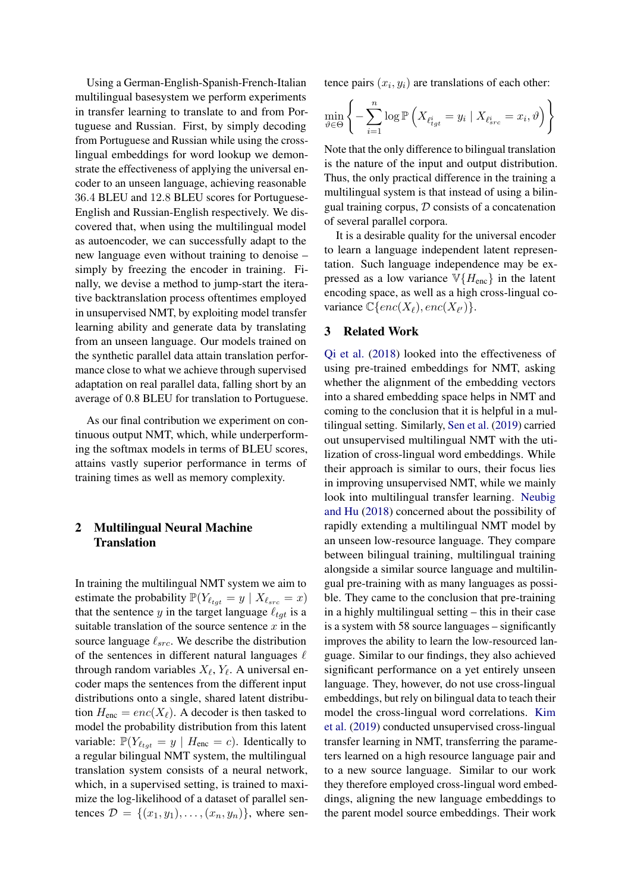Using a German-English-Spanish-French-Italian multilingual basesystem we perform experiments in transfer learning to translate to and from Portuguese and Russian. First, by simply decoding from Portuguese and Russian while using the cross-lingual embeddings for word lookup we demonstrate the effectiveness of applying the universal encoder to an unseen language, achieving reasonable 36.4 BLEU and 12.8 BLEU scores for Portuguese-English and Russian-English respectively. We discovered that, when using the multilingual model as autoencoder, we can successfully adapt to the new language even without training to denoise – simply by freezing the encoder in training. Finally, we devise a method to jump-start the iterative backtranslation process oftentimes employed in unsupervised NMT, by exploiting model transfer learning ability and generate data by translating from an unseen language. Our models trained on the synthetic parallel data attain translation performance close to what we achieve through supervised adaptation on real parallel data, falling short by an average of 0.8 BLEU for translation to Portuguese.

As our final contribution we experiment on continuous output NMT, which, while underperforming the softmax models in terms of BLEU scores, attains vastly superior performance in terms of training times as well as memory complexity.

## 2 Multilingual Neural Machine Translation

In training the multilingual NMT system we aim to estimate the probability $\mathbb{P}(Y_{\ell_{tgt}} = y \mid X_{\ell_{src}} = x)$ that the sentence $y$ in the target language $\ell_{tgt}$ is a suitable translation of the source sentence $x$ in the source language $\ell_{src}$. We describe the distribution of the sentences in different natural languages $\ell$ through random variables $X_\ell, Y_\ell$. A universal encoder maps the sentences from the different input distributions onto a single, shared latent distribution $H_{\text{enc}} = enc(X_\ell)$. A decoder is then tasked to model the probability distribution from this latent variable: $\mathbb{P}(Y_{\ell_{tgt}} = y \mid H_{\text{enc}} = c)$. Identically to a regular bilingual NMT system, the multilingual translation system consists of a neural network, which, in a supervised setting, is trained to maximize the log-likelihood of a dataset of parallel sentences $\mathcal{D} = \{(x_1, y_1), \ldots, (x_n, y_n)\}$, where sentence pairs $(x_i, y_i)$ are translations of each other:

$$\min_{\vartheta \in \Theta} \left\{ -\sum_{i=1}^{n} \log \mathbb{P}\left( X_{\ell^i_{tgt}} = y_i \mid X_{\ell^i_{src}} = x_i, \vartheta \right) \right\}$$

Note that the only difference to bilingual translation is the nature of the input and output distribution. Thus, the only practical difference in the training a multilingual system is that instead of using a bilingual training corpus, $\mathcal{D}$ consists of a concatenation of several parallel corpora.

It is a desirable quality for the universal encoder to learn a language independent latent representation. Such language independence may be expressed as a low variance $\mathbb{V}\{H_{\text{enc}}\}$ in the latent encoding space, as well as a high cross-lingual covariance $\mathbb{C}\{enc(X_\ell), enc(X_{\ell'})\}$.

## 3 Related Work

Qi et al. (2018) looked into the effectiveness of using pre-trained embeddings for NMT, asking whether the alignment of the embedding vectors into a shared embedding space helps in NMT and coming to the conclusion that it is helpful in a multilingual setting. Similarly, Sen et al. (2019) carried out unsupervised multilingual NMT with the utilization of cross-lingual word embeddings. While their approach is similar to ours, their focus lies in improving unsupervised NMT, while we mainly look into multilingual transfer learning. Neubig and Hu (2018) concerned about the possibility of rapidly extending a multilingual NMT model by an unseen low-resource language. They compare between bilingual training, multilingual training alongside a similar source language and multilingual pre-training with as many languages as possible. They came to the conclusion that pre-training in a highly multilingual setting – this in their case is a system with 58 source languages – significantly improves the ability to learn the low-resourced language. Similar to our findings, they also achieved significant performance on a yet entirely unseen language. They, however, do not use cross-lingual embeddings, but rely on bilingual data to teach their model the cross-lingual word correlations. Kim et al. (2019) conducted unsupervised cross-lingual transfer learning in NMT, transferring the parameters learned on a high resource language pair and to a new source language. Similar to our work they therefore employed cross-lingual word embeddings, aligning the new language embeddings to the parent model source embeddings. Their work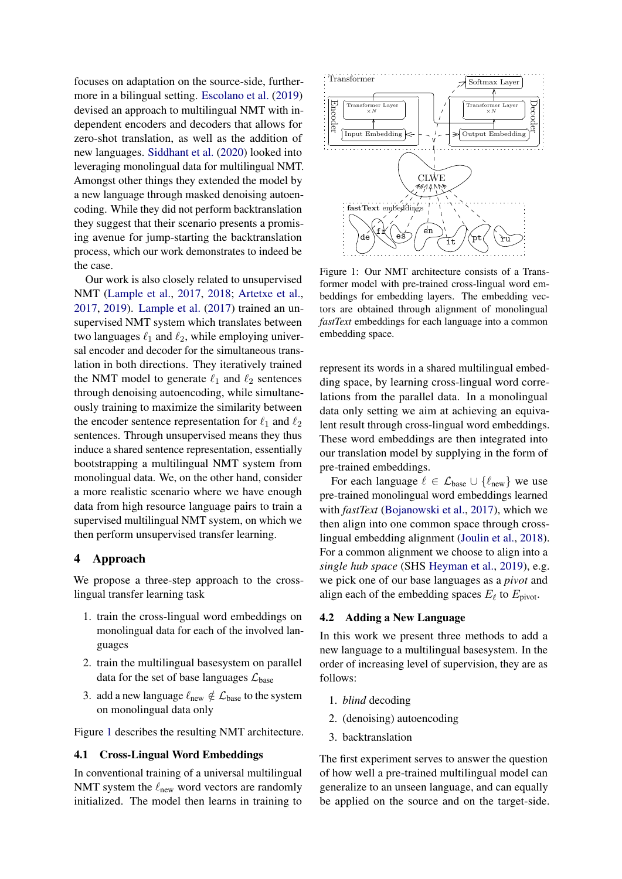focuses on adaptation on the source-side, furthermore in a bilingual setting. Escolano et al. (2019) devised an approach to multilingual NMT with independent encoders and decoders that allows for zero-shot translation, as well as the addition of new languages. Siddhant et al. (2020) looked into leveraging monolingual data for multilingual NMT. Amongst other things they extended the model by a new language through masked denoising autoencoding. While they did not perform backtranslation they suggest that their scenario presents a promising avenue for jump-starting the backtranslation process, which our work demonstrates to indeed be the case.

Our work is also closely related to unsupervised NMT (Lample et al., 2017, 2018; Artetxe et al., 2017, 2019). Lample et al. (2017) trained an unsupervised NMT system which translates between two languages $\ell_1$ and $\ell_2$, while employing universal encoder and decoder for the simultaneous translation in both directions. They iteratively trained the NMT model to generate $\ell_1$ and $\ell_2$ sentences through denoising autoencoding, while simultaneously training to maximize the similarity between the encoder sentence representation for $\ell_1$ and $\ell_2$ sentences. Through unsupervised means they thus induce a shared sentence representation, essentially bootstrapping a multilingual NMT system from monolingual data. We, on the other hand, consider a more realistic scenario where we have enough data from high resource language pairs to train a supervised multilingual NMT system, on which we then perform unsupervised transfer learning.

## 4 Approach

We propose a three-step approach to the cross-lingual transfer learning task

1. train the cross-lingual word embeddings on monolingual data for each of the involved languages
2. train the multilingual basesystem on parallel data for the set of base languages $\mathcal{L}_{\text{base}}$
3. add a new language $\ell_{\text{new}} \notin \mathcal{L}_{\text{base}}$ to the system on monolingual data only

Figure 1 describes the resulting NMT architecture.

### 4.1 Cross-Lingual Word Embeddings

In conventional training of a universal multilingual NMT system the $\ell_{\text{new}}$ word vectors are randomly initialized. The model then learns in training to represent its words in a shared multilingual embedding space, by learning cross-lingual word correlations from the parallel data. In a monolingual data only setting we aim at achieving an equivalent result through cross-lingual word embeddings. These word embeddings are then integrated into our translation model by supplying in the form of pre-trained embeddings.

Figure 1: Our NMT architecture consists of a Transformer model with pre-trained cross-lingual word embeddings for embedding layers. The embedding vectors are obtained through alignment of monolingual *fastText* embeddings for each language into a common embedding space.

For each language $\ell \in \mathcal{L}_{\text{base}} \cup \{\ell_{\text{new}}\}$ we use pre-trained monolingual word embeddings learned with *fastText* (Bojanowski et al., 2017), which we then align into one common space through cross-lingual embedding alignment (Joulin et al., 2018). For a common alignment we choose to align into a *single hub space* (SHS Heyman et al., 2019), e.g. we pick one of our base languages as a *pivot* and align each of the embedding spaces $E_\ell$ to $E_{\text{pivot}}$.

### 4.2 Adding a New Language

In this work we present three methods to add a new language to a multilingual basesystem. In the order of increasing level of supervision, they are as follows:

1. *blind* decoding
2. (denoising) autoencoding
3. backtranslation

The first experiment serves to answer the question of how well a pre-trained multilingual model can generalize to an unseen language, and can equally be applied on the source and on the target-side.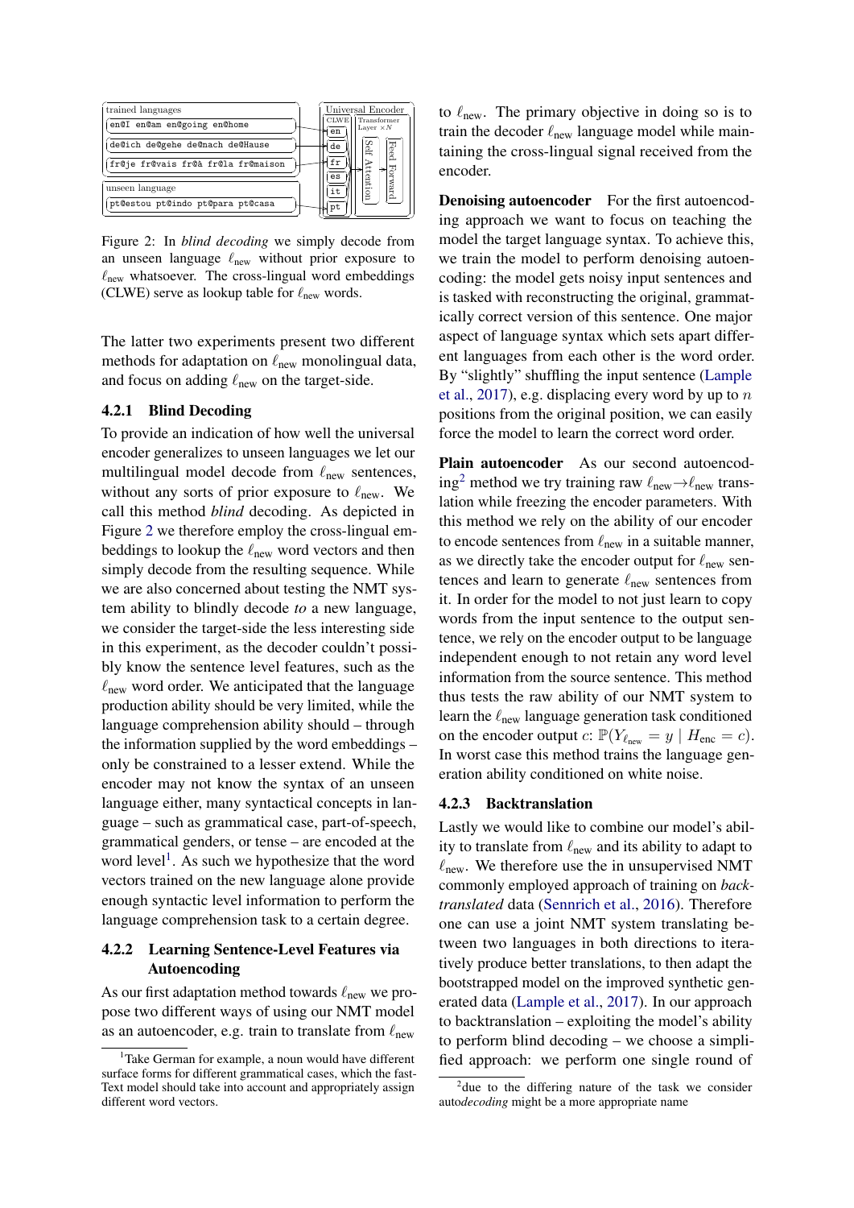Figure 2: In *blind decoding* we simply decode from an unseen language $\ell_{\text{new}}$ without prior exposure to $\ell_{\text{new}}$ whatsoever. The cross-lingual word embeddings (CLWE) serve as lookup table for $\ell_{\text{new}}$ words.

The latter two experiments present two different methods for adaptation on $\ell_{\text{new}}$ monolingual data, and focus on adding $\ell_{\text{new}}$ on the target-side.

#### 4.2.1 Blind Decoding

To provide an indication of how well the universal encoder generalizes to unseen languages we let our multilingual model decode from $\ell_{\text{new}}$ sentences, without any sorts of prior exposure to $\ell_{\text{new}}$. We call this method *blind* decoding. As depicted in Figure 2 we therefore employ the cross-lingual embeddings to lookup the $\ell_{\text{new}}$ word vectors and then simply decode from the resulting sequence. While we are also concerned about testing the NMT system ability to blindly decode *to* a new language, we consider the target-side the less interesting side in this experiment, as the decoder couldn't possibly know the sentence level features, such as the $\ell_{\text{new}}$ word order. We anticipated that the language production ability should be very limited, while the language comprehension ability should – through the information supplied by the word embeddings – only be constrained to a lesser extend. While the encoder may not know the syntax of an unseen language either, many syntactical concepts in language – such as grammatical case, part-of-speech, grammatical genders, or tense – are encoded at the word level[1]. As such we hypothesize that the word vectors trained on the new language alone provide enough syntactic level information to perform the language comprehension task to a certain degree.

#### 4.2.2 Learning Sentence-Level Features via Autoencoding

As our first adaptation method towards $\ell_{\text{new}}$ we propose two different ways of using our NMT model as an autoencoder, e.g. train to translate from $\ell_{\text{new}}$ to $\ell_{\text{new}}$. The primary objective in doing so is to train the decoder $\ell_{\text{new}}$ language model while maintaining the cross-lingual signal received from the encoder.

**Denoising autoencoder** For the first autoencoding approach we want to focus on teaching the model the target language syntax. To achieve this, we train the model to perform denoising autoencoding: the model gets noisy input sentences and is tasked with reconstructing the original, grammatically correct version of this sentence. One major aspect of language syntax which sets apart different languages from each other is the word order. By "slightly" shuffling the input sentence (Lample et al., 2017), e.g. displacing every word by up to $n$ positions from the original position, we can easily force the model to learn the correct word order.

**Plain autoencoder** As our second autoencoding[2] method we try training raw $\ell_{\text{new}} \to \ell_{\text{new}}$ translation while freezing the encoder parameters. With this method we rely on the ability of our encoder to encode sentences from $\ell_{\text{new}}$ in a suitable manner, as we directly take the encoder output for $\ell_{\text{new}}$ sentences and learn to generate $\ell_{\text{new}}$ sentences from it. In order for the model to not just learn to copy words from the input sentence to the output sentence, we rely on the encoder output to be language independent enough to not retain any word level information from the source sentence. This method thus tests the raw ability of our NMT system to learn the $\ell_{\text{new}}$ language generation task conditioned on the encoder output $c$: $\mathbb{P}(Y_{\ell_{\text{new}}} = y \mid H_{\text{enc}} = c)$. In worst case this method trains the language generation ability conditioned on white noise.

#### 4.2.3 Backtranslation

Lastly we would like to combine our model's ability to translate from $\ell_{\text{new}}$ and its ability to adapt to $\ell_{\text{new}}$. We therefore use the in unsupervised NMT commonly employed approach of training on *back-translated* data (Sennrich et al., 2016). Therefore one can use a joint NMT system translating between two languages in both directions to iteratively produce better translations, to then adapt the bootstrapped model on the improved synthetic generated data (Lample et al., 2017). In our approach to backtranslation – exploiting the model's ability to perform blind decoding – we choose a simplified approach: we perform one single round of

[1] Take German for example, a noun would have different surface forms for different grammatical cases, which the fastText model should take into account and appropriately assign different word vectors.

[2] due to the differing nature of the task we consider auto*decoding* might be a more appropriate name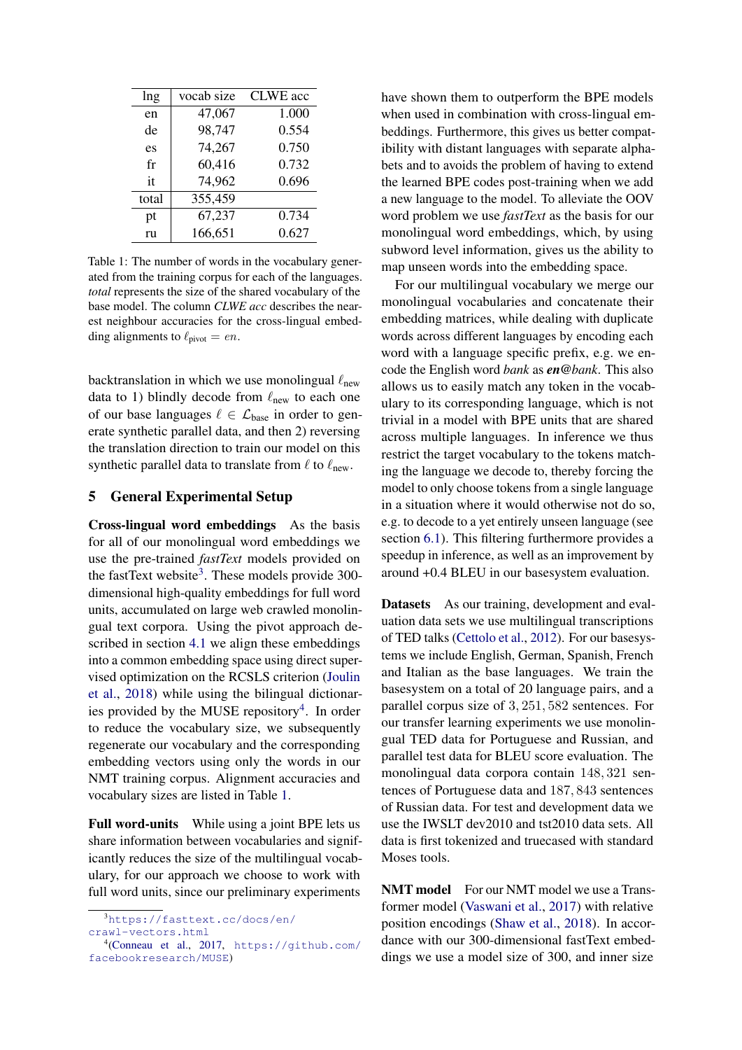| lng | vocab size | CLWE acc |
|---|---|---|
| en | 47,067 | 1.000 |
| de | 98,747 | 0.554 |
| es | 74,267 | 0.750 |
| fr | 60,416 | 0.732 |
| it | 74,962 | 0.696 |
| total | 355,459 | |
| pt | 67,237 | 0.734 |
| ru | 166,651 | 0.627 |

Table 1: The number of words in the vocabulary generated from the training corpus for each of the languages. *total* represents the size of the shared vocabulary of the base model. The column *CLWE acc* describes the nearest neighbour accuracies for the cross-lingual embedding alignments to $\ell_{\text{pivot}} = en$.

backtranslation in which we use monolingual $\ell_{\text{new}}$ data to 1) blindly decode from $\ell_{\text{new}}$ to each one of our base languages $\ell \in \mathcal{L}_{\text{base}}$ in order to generate synthetic parallel data, and then 2) reversing the translation direction to train our model on this synthetic parallel data to translate from $\ell$ to $\ell_{\text{new}}$.

## 5 General Experimental Setup

**Cross-lingual word embeddings** As the basis for all of our monolingual word embeddings we use the pre-trained *fastText* models provided on the fastText website[3]. These models provide 300-dimensional high-quality embeddings for full word units, accumulated on large web crawled monolingual text corpora. Using the pivot approach described in section 4.1 we align these embeddings into a common embedding space using direct supervised optimization on the RCSLS criterion (Joulin et al., 2018) while using the bilingual dictionaries provided by the MUSE repository[4]. In order to reduce the vocabulary size, we subsequently regenerate our vocabulary and the corresponding embedding vectors using only the words in our NMT training corpus. Alignment accuracies and vocabulary sizes are listed in Table 1.

**Full word-units** While using a joint BPE lets us share information between vocabularies and significantly reduces the size of the multilingual vocabulary, for our approach we choose to work with full word units, since our preliminary experiments have shown them to outperform the BPE models when used in combination with cross-lingual embeddings. Furthermore, this gives us better compatibility with distant languages with separate alphabets and to avoids the problem of having to extend the learned BPE codes post-training when we add a new language to the model. To alleviate the OOV word problem we use *fastText* as the basis for our monolingual word embeddings, which, by using subword level information, gives us the ability to map unseen words into the embedding space.

For our multilingual vocabulary we merge our monolingual vocabularies and concatenate their embedding matrices, while dealing with duplicate words across different languages by encoding each word with a language specific prefix, e.g. we encode the English word *bank* as ***en@bank***. This also allows us to easily match any token in the vocabulary to its corresponding language, which is not trivial in a model with BPE units that are shared across multiple languages. In inference we thus restrict the target vocabulary to the tokens matching the language we decode to, thereby forcing the model to only choose tokens from a single language in a situation where it would otherwise not do so, e.g. to decode to a yet entirely unseen language (see section 6.1). This filtering furthermore provides a speedup in inference, as well as an improvement by around +0.4 BLEU in our basesystem evaluation.

**Datasets** As our training, development and evaluation data sets we use multilingual transcriptions of TED talks (Cettolo et al., 2012). For our basesystems we include English, German, Spanish, French and Italian as the base languages. We train the basesystem on a total of 20 language pairs, and a parallel corpus size of $3,251,582$ sentences. For our transfer learning experiments we use monolingual TED data for Portuguese and Russian, and parallel test data for BLEU score evaluation. The monolingual data corpora contain $148,321$ sentences of Portuguese data and $187,843$ sentences of Russian data. For test and development data we use the IWSLT dev2010 and tst2010 data sets. All data is first tokenized and truecased with standard Moses tools.

**NMT model** For our NMT model we use a Transformer model (Vaswani et al., 2017) with relative position encodings (Shaw et al., 2018). In accordance with our 300-dimensional fastText embeddings we use a model size of 300, and inner size

[3] https://fasttext.cc/docs/en/crawl-vectors.html

[4] (Conneau et al., 2017, https://github.com/facebookresearch/MUSE)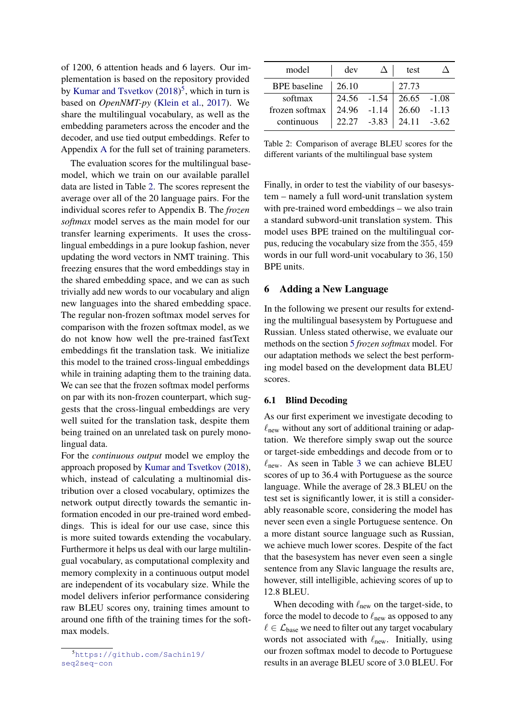of 1200, 6 attention heads and 6 layers. Our implementation is based on the repository provided by Kumar and Tsvetkov (2018)[5], which in turn is based on *OpenNMT-py* (Klein et al., 2017). We share the multilingual vocabulary, as well as the embedding parameters across the encoder and the decoder, and use tied output embeddings. Refer to Appendix A for the full set of training parameters.

The evaluation scores for the multilingual basemodel, which we train on our available parallel data are listed in Table 2. The scores represent the average over all of the 20 language pairs. For the individual scores refer to Appendix B. The *frozen softmax* model serves as the main model for our transfer learning experiments. It uses the cross-lingual embeddings in a pure lookup fashion, never updating the word vectors in NMT training. This freezing ensures that the word embeddings stay in the shared embedding space, and we can as such trivially add new words to our vocabulary and align new languages into the shared embedding space. The regular non-frozen softmax model serves for comparison with the frozen softmax model, as we do not know how well the pre-trained fastText embeddings fit the translation task. We initialize this model to the trained cross-lingual embeddings while in training adapting them to the training data. We can see that the frozen softmax model performs on par with its non-frozen counterpart, which suggests that the cross-lingual embeddings are very well suited for the translation task, despite them being trained on an unrelated task on purely monolingual data.

For the *continuous output* model we employ the approach proposed by Kumar and Tsvetkov (2018), which, instead of calculating a multinomial distribution over a closed vocabulary, optimizes the network output directly towards the semantic information encoded in our pre-trained word embeddings. This is ideal for our use case, since this is more suited towards extending the vocabulary. Furthermore it helps us deal with our large multilingual vocabulary, as computational complexity and memory complexity in a continuous output model are independent of its vocabulary size. While the model delivers inferior performance considering raw BLEU scores ony, training times amount to around one fifth of the training times for the softmax models.

[5] https://github.com/Sachin19/seq2seq-con

| model | dev | Δ | test | Δ |
|---|---|---|---|---|
| BPE baseline | 26.10 | | 27.73 | |
| softmax | 24.56 | -1.54 | 26.65 | -1.08 |
| frozen softmax | 24.96 | -1.14 | 26.60 | -1.13 |
| continuous | 22.27 | -3.83 | 24.11 | -3.62 |

Table 2: Comparison of average BLEU scores for the different variants of the multilingual base system

Finally, in order to test the viability of our basesystem – namely a full word-unit translation system with pre-trained word embeddings – we also train a standard subword-unit translation system. This model uses BPE trained on the multilingual corpus, reducing the vocabulary size from the $355,459$ words in our full word-unit vocabulary to $36,150$ BPE units.

## 6 Adding a New Language

In the following we present our results for extending the multilingual basesystem by Portuguese and Russian. Unless stated otherwise, we evaluate our methods on the section 5 *frozen softmax* model. For our adaptation methods we select the best performing model based on the development data BLEU scores.

### 6.1 Blind Decoding

As our first experiment we investigate decoding to $\ell_{\text{new}}$ without any sort of additional training or adaptation. We therefore simply swap out the source or target-side embeddings and decode from or to $\ell_{\text{new}}$. As seen in Table 3 we can achieve BLEU scores of up to 36.4 with Portuguese as the source language. While the average of 28.3 BLEU on the test set is significantly lower, it is still a considerably reasonable score, considering the model has never seen even a single Portuguese sentence. On a more distant source language such as Russian, we achieve much lower scores. Despite of the fact that the basesystem has never even seen a single sentence from any Slavic language the results are, however, still intelligible, achieving scores of up to 12.8 BLEU.

When decoding with $\ell_{\text{new}}$ on the target-side, to force the model to decode to $\ell_{\text{new}}$ as opposed to any $\ell \in \mathcal{L}_{\text{base}}$ we need to filter out any target vocabulary words not associated with $\ell_{\text{new}}$. Initially, using our frozen softmax model to decode to Portuguese results in an average BLEU score of 3.0 BLEU. For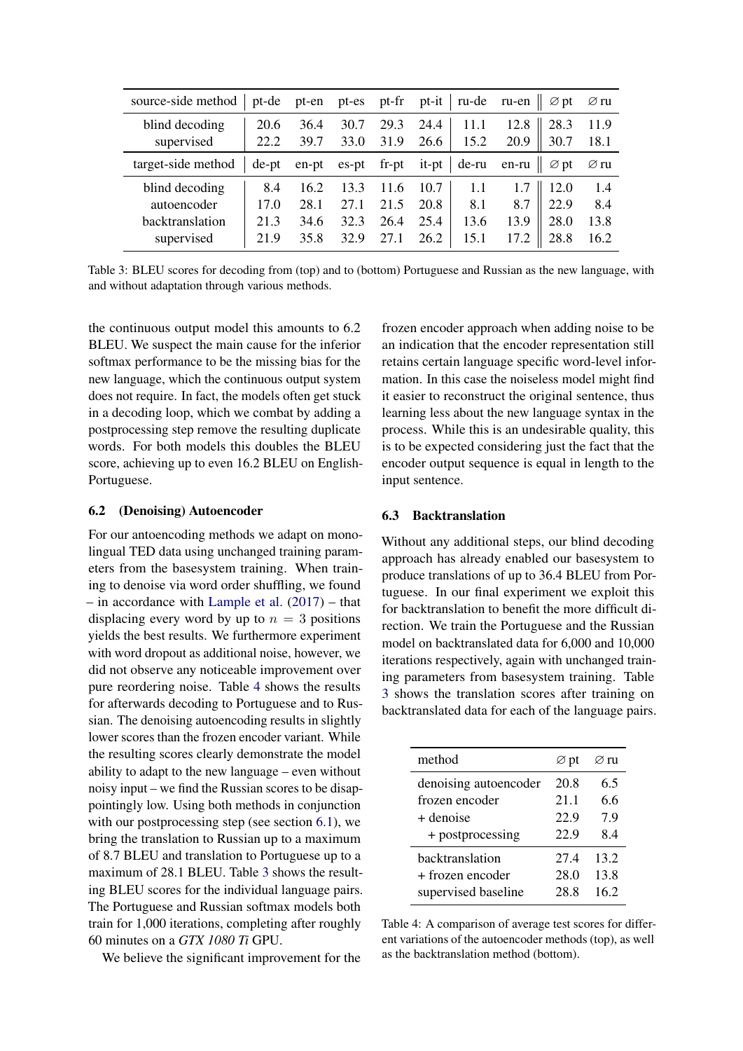| source-side method | pt-de | pt-en | pt-es | pt-fr | pt-it | ru-de | ru-en | ∅ pt | ∅ ru |
|---|---|---|---|---|---|---|---|---|---|
| blind decoding | 20.6 | 36.4 | 30.7 | 29.3 | 24.4 | 11.1 | 12.8 | 28.3 | 11.9 |
| supervised | 22.2 | 39.7 | 33.0 | 31.9 | 26.6 | 15.2 | 20.9 | 30.7 | 18.1 |
| **target-side method** | **de-pt** | **en-pt** | **es-pt** | **fr-pt** | **it-pt** | **de-ru** | **en-ru** | **∅ pt** | **∅ ru** |
| blind decoding | 8.4 | 16.2 | 13.3 | 11.6 | 10.7 | 1.1 | 1.7 | 12.0 | 1.4 |
| autoencoder | 17.0 | 28.1 | 27.1 | 21.5 | 20.8 | 8.1 | 8.7 | 22.9 | 8.4 |
| backtranslation | 21.3 | 34.6 | 32.3 | 26.4 | 25.4 | 13.6 | 13.9 | 28.0 | 13.8 |
| supervised | 21.9 | 35.8 | 32.9 | 27.1 | 26.2 | 15.1 | 17.2 | 28.8 | 16.2 |

Table 3: BLEU scores for decoding from (top) and to (bottom) Portuguese and Russian as the new language, with and without adaptation through various methods.

the continuous output model this amounts to 6.2 BLEU. We suspect the main cause for the inferior softmax performance to be the missing bias for the new language, which the continuous output system does not require. In fact, the models often get stuck in a decoding loop, which we combat by adding a postprocessing step remove the resulting duplicate words. For both models this doubles the BLEU score, achieving up to even 16.2 BLEU on English-Portuguese.

### 6.2 (Denoising) Autoencoder

For our antoencoding methods we adapt on monolingual TED data using unchanged training parameters from the basesystem training. When training to denoise via word order shuffling, we found – in accordance with Lample et al. (2017) – that displacing every word by up to $n = 3$ positions yields the best results. We furthermore experiment with word dropout as additional noise, however, we did not observe any noticeable improvement over pure reordering noise. Table 4 shows the results for afterwards decoding to Portuguese and to Russian. The denoising autoencoding results in slightly lower scores than the frozen encoder variant. While the resulting scores clearly demonstrate the model ability to adapt to the new language – even without noisy input – we find the Russian scores to be disappointingly low. Using both methods in conjunction with our postprocessing step (see section 6.1), we bring the translation to Russian up to a maximum of 8.7 BLEU and translation to Portuguese up to a maximum of 28.1 BLEU. Table 3 shows the resulting BLEU scores for the individual language pairs. The Portuguese and Russian softmax models both train for 1,000 iterations, completing after roughly 60 minutes on a *GTX 1080 Ti* GPU.

We believe the significant improvement for the frozen encoder approach when adding noise to be an indication that the encoder representation still retains certain language specific word-level information. In this case the noiseless model might find it easier to reconstruct the original sentence, thus learning less about the new language syntax in the process. While this is an undesirable quality, this is to be expected considering just the fact that the encoder output sequence is equal in length to the input sentence.

### 6.3 Backtranslation

Without any additional steps, our blind decoding approach has already enabled our basesystem to produce translations of up to 36.4 BLEU from Portuguese. In our final experiment we exploit this for backtranslation to benefit the more difficult direction. We train the Portuguese and the Russian model on backtranslated data for 6,000 and 10,000 iterations respectively, again with unchanged training parameters from basesystem training. Table 3 shows the translation scores after training on backtranslated data for each of the language pairs.

| method | ∅ pt | ∅ ru |
|---|---|---|
| denoising autoencoder | 20.8 | 6.5 |
| frozen encoder | 21.1 | 6.6 |
| + denoise | 22.9 | 7.9 |
| + postprocessing | 22.9 | 8.4 |
| backtranslation | 27.4 | 13.2 |
| + frozen encoder | 28.0 | 13.8 |
| supervised baseline | 28.8 | 16.2 |

Table 4: A comparison of average test scores for different variations of the autoencoder methods (top), as well as the backtranslation method (bottom).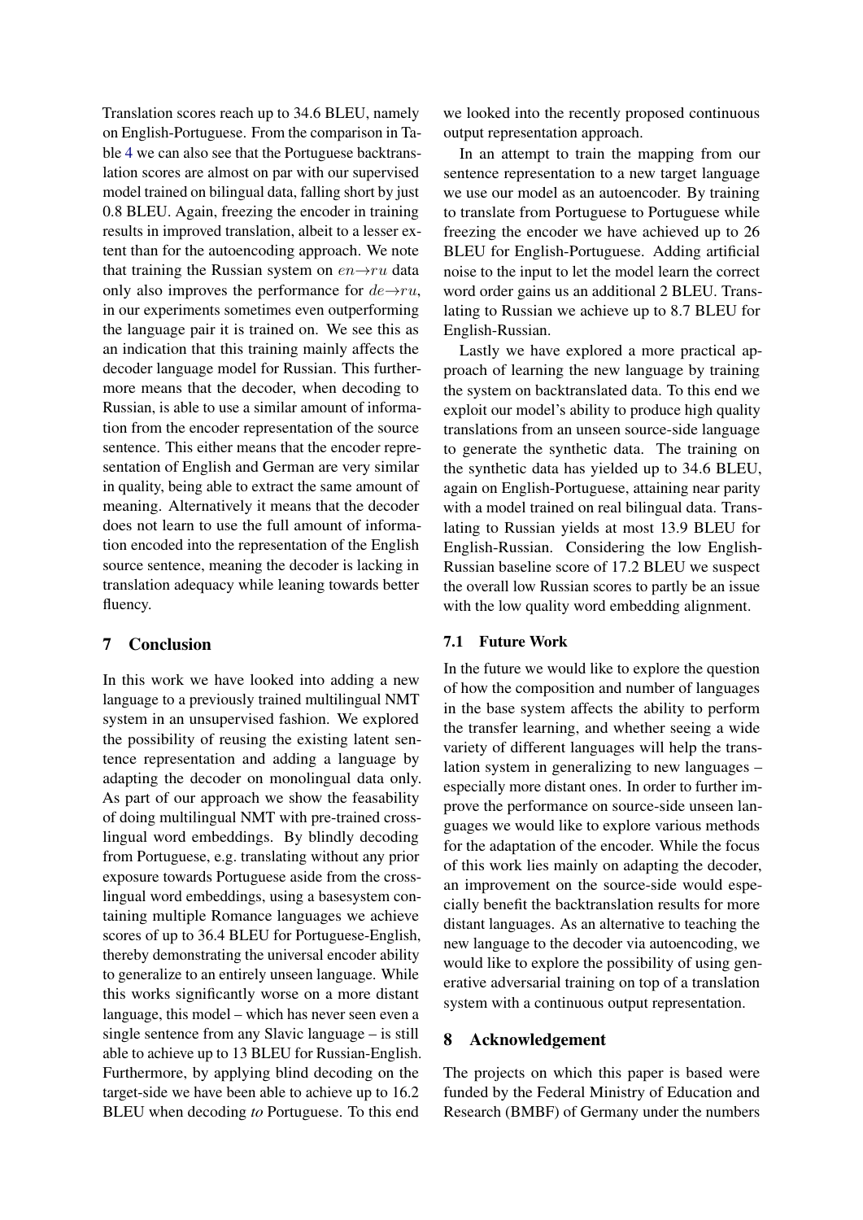Translation scores reach up to 34.6 BLEU, namely on English-Portuguese. From the comparison in Table 4 we can also see that the Portuguese backtranslation scores are almost on par with our supervised model trained on bilingual data, falling short by just 0.8 BLEU. Again, freezing the encoder in training results in improved translation, albeit to a lesser extent than for the autoencoding approach. We note that training the Russian system on $en \rightarrow ru$ data only also improves the performance for $de \rightarrow ru$, in our experiments sometimes even outperforming the language pair it is trained on. We see this as an indication that this training mainly affects the decoder language model for Russian. This furthermore means that the decoder, when decoding to Russian, is able to use a similar amount of information from the encoder representation of the source sentence. This either means that the encoder representation of English and German are very similar in quality, being able to extract the same amount of meaning. Alternatively it means that the decoder does not learn to use the full amount of information encoded into the representation of the English source sentence, meaning the decoder is lacking in translation adequacy while leaning towards better fluency.

## 7 Conclusion

In this work we have looked into adding a new language to a previously trained multilingual NMT system in an unsupervised fashion. We explored the possibility of reusing the existing latent sentence representation and adding a language by adapting the decoder on monolingual data only. As part of our approach we show the feasability of doing multilingual NMT with pre-trained crosslingual word embeddings. By blindly decoding from Portuguese, e.g. translating without any prior exposure towards Portuguese aside from the crosslingual word embeddings, using a basesystem containing multiple Romance languages we achieve scores of up to 36.4 BLEU for Portuguese-English, thereby demonstrating the universal encoder ability to generalize to an entirely unseen language. While this works significantly worse on a more distant language, this model – which has never seen even a single sentence from any Slavic language – is still able to achieve up to 13 BLEU for Russian-English. Furthermore, by applying blind decoding on the target-side we have been able to achieve up to 16.2 BLEU when decoding *to* Portuguese. To this end we looked into the recently proposed continuous output representation approach.

In an attempt to train the mapping from our sentence representation to a new target language we use our model as an autoencoder. By training to translate from Portuguese to Portuguese while freezing the encoder we have achieved up to 26 BLEU for English-Portuguese. Adding artificial noise to the input to let the model learn the correct word order gains us an additional 2 BLEU. Translating to Russian we achieve up to 8.7 BLEU for English-Russian.

Lastly we have explored a more practical approach of learning the new language by training the system on backtranslated data. To this end we exploit our model's ability to produce high quality translations from an unseen source-side language to generate the synthetic data. The training on the synthetic data has yielded up to 34.6 BLEU, again on English-Portuguese, attaining near parity with a model trained on real bilingual data. Translating to Russian yields at most 13.9 BLEU for English-Russian. Considering the low English-Russian baseline score of 17.2 BLEU we suspect the overall low Russian scores to partly be an issue with the low quality word embedding alignment.

### 7.1 Future Work

In the future we would like to explore the question of how the composition and number of languages in the base system affects the ability to perform the transfer learning, and whether seeing a wide variety of different languages will help the translation system in generalizing to new languages – especially more distant ones. In order to further improve the performance on source-side unseen languages we would like to explore various methods for the adaptation of the encoder. While the focus of this work lies mainly on adapting the decoder, an improvement on the source-side would especially benefit the backtranslation results for more distant languages. As an alternative to teaching the new language to the decoder via autoencoding, we would like to explore the possibility of using generative adversarial training on top of a translation system with a continuous output representation.

## 8 Acknowledgement

The projects on which this paper is based were funded by the Federal Ministry of Education and Research (BMBF) of Germany under the numbers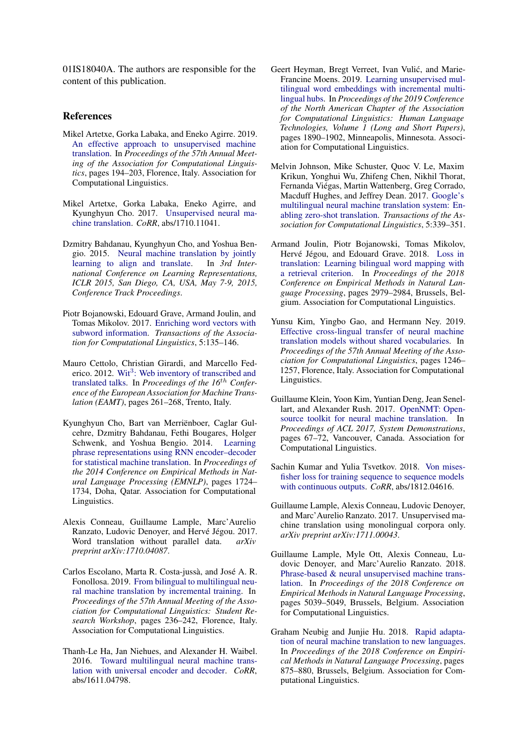01IS18040A. The authors are responsible for the content of this publication.

## References

Mikel Artetxe, Gorka Labaka, and Eneko Agirre. 2019. An effective approach to unsupervised machine translation. In *Proceedings of the 57th Annual Meeting of the Association for Computational Linguistics*, pages 194–203, Florence, Italy. Association for Computational Linguistics.

Mikel Artetxe, Gorka Labaka, Eneko Agirre, and Kyunghyun Cho. 2017. Unsupervised neural machine translation. *CoRR*, abs/1710.11041.

Dzmitry Bahdanau, Kyunghyun Cho, and Yoshua Bengio. 2015. Neural machine translation by jointly learning to align and translate. In *3rd International Conference on Learning Representations, ICLR 2015, San Diego, CA, USA, May 7-9, 2015, Conference Track Proceedings*.

Piotr Bojanowski, Edouard Grave, Armand Joulin, and Tomas Mikolov. 2017. Enriching word vectors with subword information. *Transactions of the Association for Computational Linguistics*, 5:135–146.

Mauro Cettolo, Christian Girardi, and Marcello Federico. 2012. Wit$^3$: Web inventory of transcribed and translated talks. In *Proceedings of the $16^{th}$ Conference of the European Association for Machine Translation (EAMT)*, pages 261–268, Trento, Italy.

Kyunghyun Cho, Bart van Merriënboer, Caglar Gulcehre, Dzmitry Bahdanau, Fethi Bougares, Holger Schwenk, and Yoshua Bengio. 2014. Learning phrase representations using RNN encoder–decoder for statistical machine translation. In *Proceedings of the 2014 Conference on Empirical Methods in Natural Language Processing (EMNLP)*, pages 1724–1734, Doha, Qatar. Association for Computational Linguistics.

Alexis Conneau, Guillaume Lample, Marc'Aurelio Ranzato, Ludovic Denoyer, and Hervé Jégou. 2017. Word translation without parallel data. *arXiv preprint arXiv:1710.04087*.

Carlos Escolano, Marta R. Costa-jussà, and José A. R. Fonollosa. 2019. From bilingual to multilingual neural machine translation by incremental training. In *Proceedings of the 57th Annual Meeting of the Association for Computational Linguistics: Student Research Workshop*, pages 236–242, Florence, Italy. Association for Computational Linguistics.

Thanh-Le Ha, Jan Niehues, and Alexander H. Waibel. 2016. Toward multilingual neural machine translation with universal encoder and decoder. *CoRR*, abs/1611.04798.

Geert Heyman, Bregt Verreet, Ivan Vulić, and Marie-Francine Moens. 2019. Learning unsupervised multilingual word embeddings with incremental multilingual hubs. In *Proceedings of the 2019 Conference of the North American Chapter of the Association for Computational Linguistics: Human Language Technologies, Volume 1 (Long and Short Papers)*, pages 1890–1902, Minneapolis, Minnesota. Association for Computational Linguistics.

Melvin Johnson, Mike Schuster, Quoc V. Le, Maxim Krikun, Yonghui Wu, Zhifeng Chen, Nikhil Thorat, Fernanda Viégas, Martin Wattenberg, Greg Corrado, Macduff Hughes, and Jeffrey Dean. 2017. Google's multilingual neural machine translation system: Enabling zero-shot translation. *Transactions of the Association for Computational Linguistics*, 5:339–351.

Armand Joulin, Piotr Bojanowski, Tomas Mikolov, Hervé Jégou, and Edouard Grave. 2018. Loss in translation: Learning bilingual word mapping with a retrieval criterion. In *Proceedings of the 2018 Conference on Empirical Methods in Natural Language Processing*, pages 2979–2984, Brussels, Belgium. Association for Computational Linguistics.

Yunsu Kim, Yingbo Gao, and Hermann Ney. 2019. Effective cross-lingual transfer of neural machine translation models without shared vocabularies. In *Proceedings of the 57th Annual Meeting of the Association for Computational Linguistics*, pages 1246–1257, Florence, Italy. Association for Computational Linguistics.

Guillaume Klein, Yoon Kim, Yuntian Deng, Jean Senellart, and Alexander Rush. 2017. OpenNMT: Open-source toolkit for neural machine translation. In *Proceedings of ACL 2017, System Demonstrations*, pages 67–72, Vancouver, Canada. Association for Computational Linguistics.

Sachin Kumar and Yulia Tsvetkov. 2018. Von mises-fisher loss for training sequence to sequence models with continuous outputs. *CoRR*, abs/1812.04616.

Guillaume Lample, Alexis Conneau, Ludovic Denoyer, and Marc'Aurelio Ranzato. 2017. Unsupervised machine translation using monolingual corpora only. *arXiv preprint arXiv:1711.00043*.

Guillaume Lample, Myle Ott, Alexis Conneau, Ludovic Denoyer, and Marc'Aurelio Ranzato. 2018. Phrase-based & neural unsupervised machine translation. In *Proceedings of the 2018 Conference on Empirical Methods in Natural Language Processing*, pages 5039–5049, Brussels, Belgium. Association for Computational Linguistics.

Graham Neubig and Junjie Hu. 2018. Rapid adaptation of neural machine translation to new languages. In *Proceedings of the 2018 Conference on Empirical Methods in Natural Language Processing*, pages 875–880, Brussels, Belgium. Association for Computational Linguistics.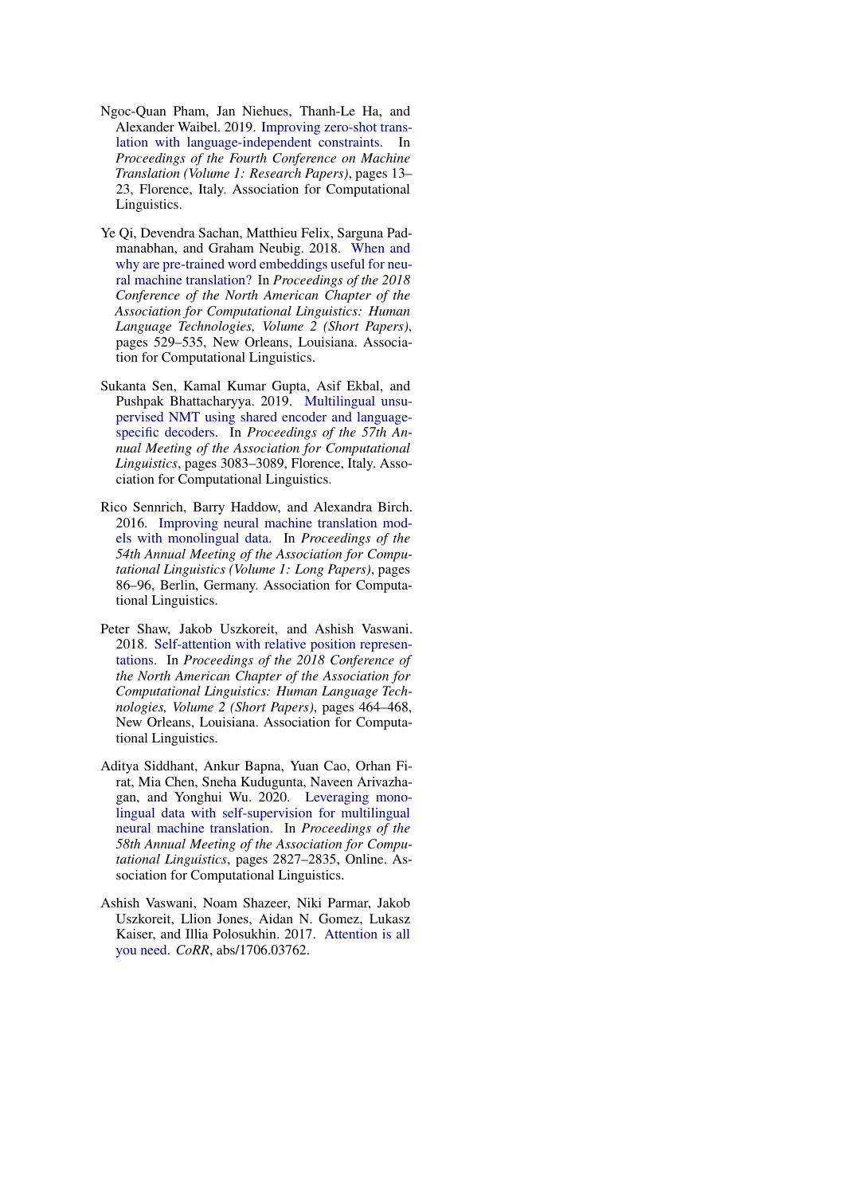Ngoc-Quan Pham, Jan Niehues, Thanh-Le Ha, and Alexander Waibel. 2019. Improving zero-shot translation with language-independent constraints. In *Proceedings of the Fourth Conference on Machine Translation (Volume 1: Research Papers)*, pages 13–23, Florence, Italy. Association for Computational Linguistics.

Ye Qi, Devendra Sachan, Matthieu Felix, Sarguna Padmanabhan, and Graham Neubig. 2018. When and why are pre-trained word embeddings useful for neural machine translation? In *Proceedings of the 2018 Conference of the North American Chapter of the Association for Computational Linguistics: Human Language Technologies, Volume 2 (Short Papers)*, pages 529–535, New Orleans, Louisiana. Association for Computational Linguistics.

Sukanta Sen, Kamal Kumar Gupta, Asif Ekbal, and Pushpak Bhattacharyya. 2019. Multilingual unsupervised NMT using shared encoder and language-specific decoders. In *Proceedings of the 57th Annual Meeting of the Association for Computational Linguistics*, pages 3083–3089, Florence, Italy. Association for Computational Linguistics.

Rico Sennrich, Barry Haddow, and Alexandra Birch. 2016. Improving neural machine translation models with monolingual data. In *Proceedings of the 54th Annual Meeting of the Association for Computational Linguistics (Volume 1: Long Papers)*, pages 86–96, Berlin, Germany. Association for Computational Linguistics.

Peter Shaw, Jakob Uszkoreit, and Ashish Vaswani. 2018. Self-attention with relative position representations. In *Proceedings of the 2018 Conference of the North American Chapter of the Association for Computational Linguistics: Human Language Technologies, Volume 2 (Short Papers)*, pages 464–468, New Orleans, Louisiana. Association for Computational Linguistics.

Aditya Siddhant, Ankur Bapna, Yuan Cao, Orhan Firat, Mia Chen, Sneha Kudugunta, Naveen Arivazhagan, and Yonghui Wu. 2020. Leveraging monolingual data with self-supervision for multilingual neural machine translation. In *Proceedings of the 58th Annual Meeting of the Association for Computational Linguistics*, pages 2827–2835, Online. Association for Computational Linguistics.

Ashish Vaswani, Noam Shazeer, Niki Parmar, Jakob Uszkoreit, Llion Jones, Aidan N. Gomez, Lukasz Kaiser, and Illia Polosukhin. 2017. Attention is all you need. *CoRR*, abs/1706.03762.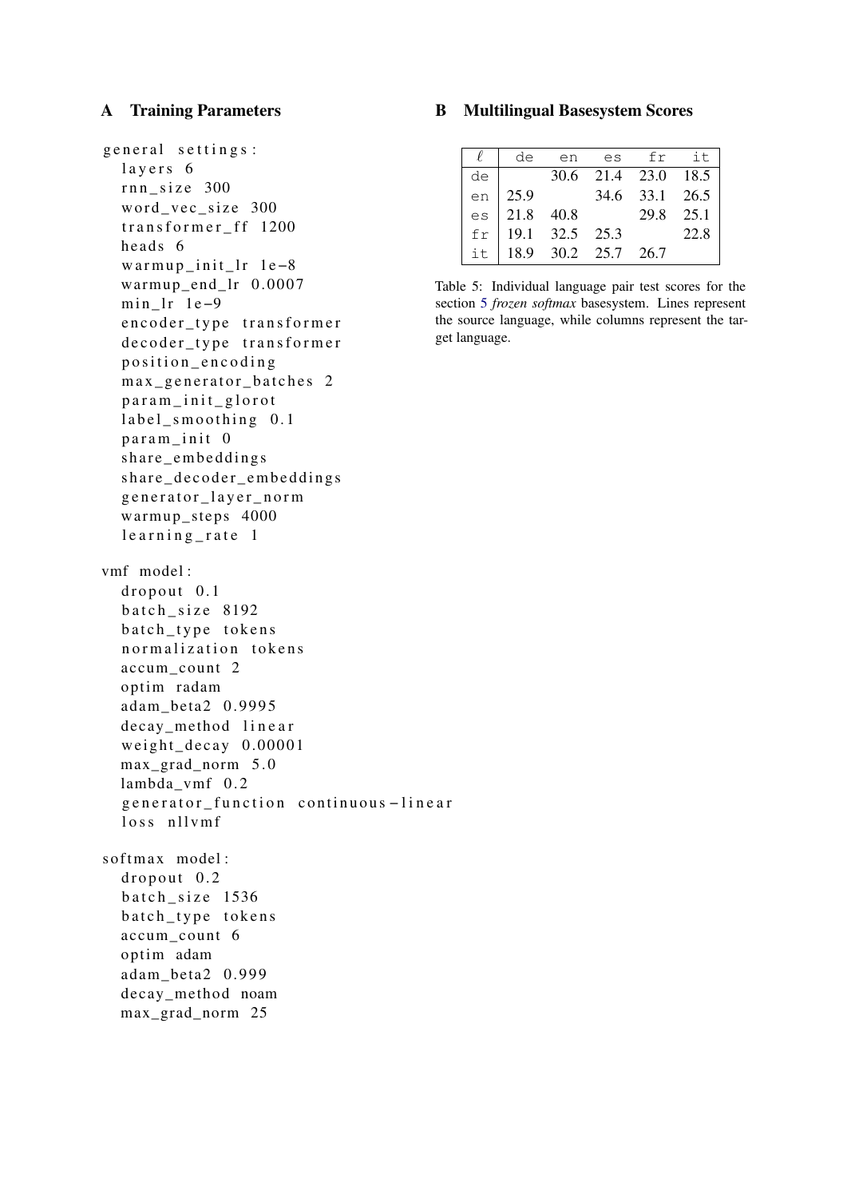## A Training Parameters

```
general settings:
  layers 6
  rnn_size 300
  word_vec_size 300
  transformer_ff 1200
  heads 6
  warmup_init_lr 1e-8
  warmup_end_lr 0.0007
  min_lr 1e-9
  encoder_type transformer
  decoder_type transformer
  position_encoding
  max_generator_batches 2
  param_init_glorot
  label_smoothing 0.1
  param_init 0
  share_embeddings
  share_decoder_embeddings
  generator_layer_norm
  warmup_steps 4000
  learning_rate 1

vmf model:
  dropout 0.1
  batch_size 8192
  batch_type tokens
  normalization tokens
  accum_count 2
  optim radam
  adam_beta2 0.9995
  decay_method linear
  weight_decay 0.00001
  max_grad_norm 5.0
  lambda_vmf 0.2
  generator_function continuous-linear
  loss nllvmf

softmax model:
  dropout 0.2
  batch_size 1536
  batch_type tokens
  accum_count 6
  optim adam
  adam_beta2 0.999
  decay_method noam
  max_grad_norm 25
```

## B Multilingual Basesystem Scores

| $\ell$ | de | en | es | fr | it |
|---|---|---|---|---|---|
| de | | 30.6 | 21.4 | 23.0 | 18.5 |
| en | 25.9 | | 34.6 | 33.1 | 26.5 |
| es | 21.8 | 40.8 | | 29.8 | 25.1 |
| fr | 19.1 | 32.5 | 25.3 | | 22.8 |
| it | 18.9 | 30.2 | 25.7 | 26.7 | |

Table 5: Individual language pair test scores for the section 5 *frozen softmax* basesystem. Lines represent the source language, while columns represent the target language.